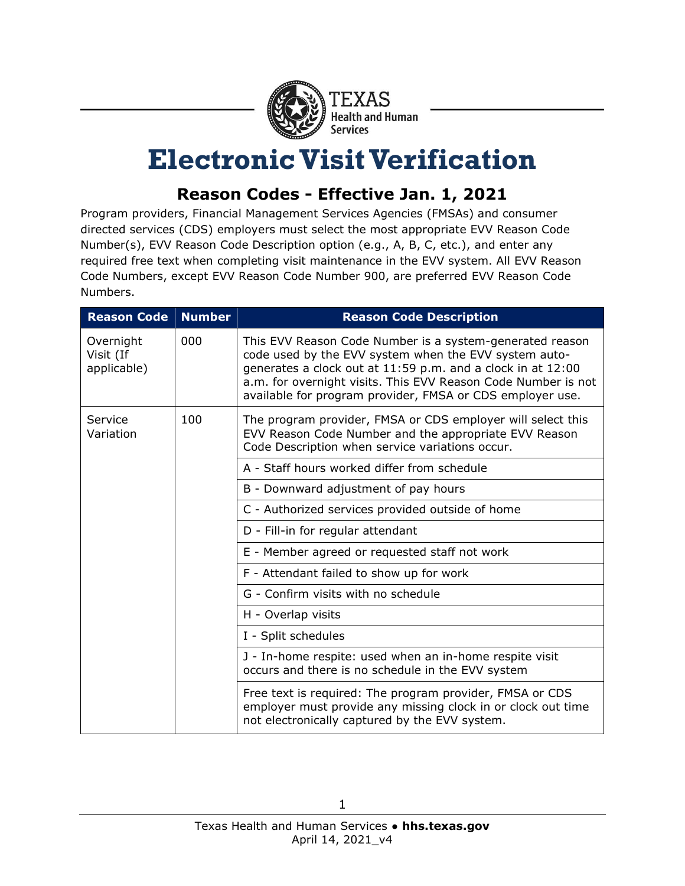# Electronic Visit Verification

## Reason Codes - Effective Jan. 1, 2021

Program providers, Financial Management Services Agencies (FMSAs) and consumer directed services (CDS) employers must select the most appropriate EVV Reason Code Number(s), EVV Reason Code Description option (e.g., A, B, C, etc.), and enter any required free text when completing visit maintenance in the EVV system. All EVV Reason Code Numbers, except EVV Reason Code Number 900, are preferred EVV Reason Code Numbers.

| Reason Code | Number | Reason Code Description |
|---|---|---|
| Overnight Visit (If applicable) | 000 | This EVV Reason Code Number is a system-generated reason code used by the EVV system when the EVV system auto-generates a clock out at 11:59 p.m. and a clock in at 12:00 a.m. for overnight visits. This EVV Reason Code Number is not available for program provider, FMSA or CDS employer use. |
| Service Variation | 100 | The program provider, FMSA or CDS employer will select this EVV Reason Code Number and the appropriate EVV Reason Code Description when service variations occur. |
| | | A - Staff hours worked differ from schedule |
| | | B - Downward adjustment of pay hours |
| | | C - Authorized services provided outside of home |
| | | D - Fill-in for regular attendant |
| | | E - Member agreed or requested staff not work |
| | | F - Attendant failed to show up for work |
| | | G - Confirm visits with no schedule |
| | | H - Overlap visits |
| | | I - Split schedules |
| | | J - In-home respite: used when an in-home respite visit occurs and there is no schedule in the EVV system |
| | | Free text is required: The program provider, FMSA or CDS employer must provide any missing clock in or clock out time not electronically captured by the EVV system. |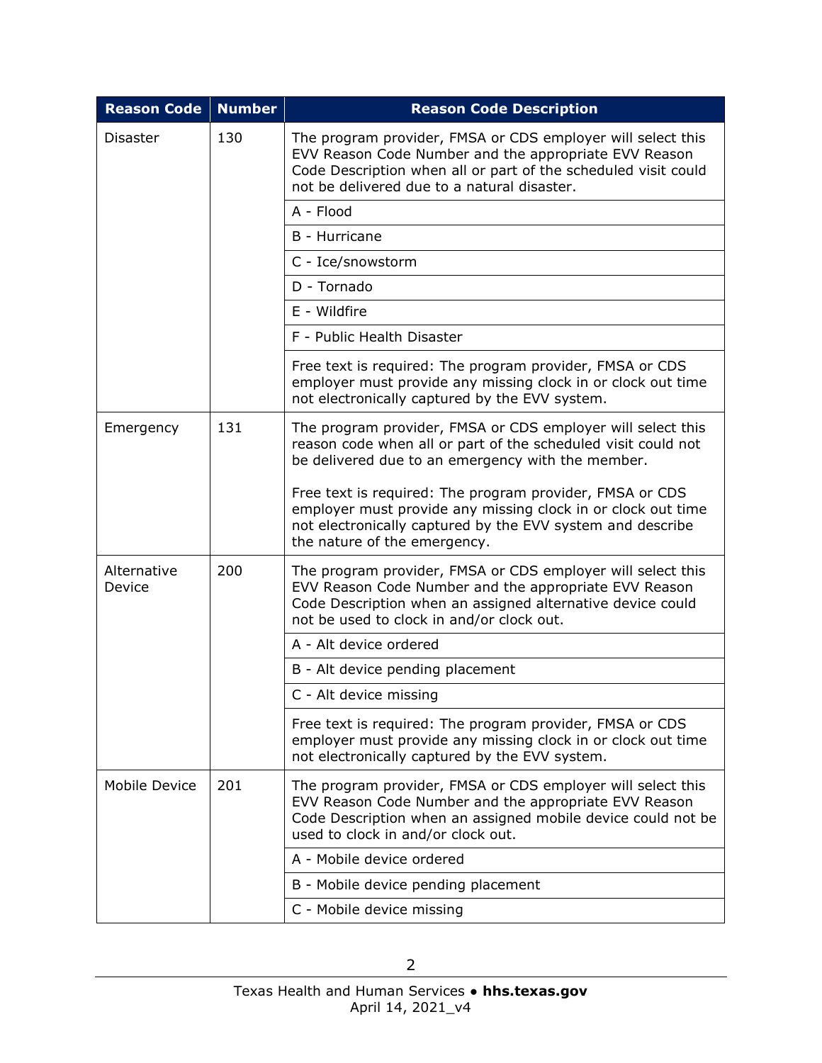| Reason Code | Number | Reason Code Description |
|---|---|---|
| Disaster | 130 | The program provider, FMSA or CDS employer will select this EVV Reason Code Number and the appropriate EVV Reason Code Description when all or part of the scheduled visit could not be delivered due to a natural disaster. |
| | | A - Flood |
| | | B - Hurricane |
| | | C - Ice/snowstorm |
| | | D - Tornado |
| | | E - Wildfire |
| | | F - Public Health Disaster |
| | | Free text is required: The program provider, FMSA or CDS employer must provide any missing clock in or clock out time not electronically captured by the EVV system. |
| Emergency | 131 | The program provider, FMSA or CDS employer will select this reason code when all or part of the scheduled visit could not be delivered due to an emergency with the member.<br><br>Free text is required: The program provider, FMSA or CDS employer must provide any missing clock in or clock out time not electronically captured by the EVV system and describe the nature of the emergency. |
| Alternative Device | 200 | The program provider, FMSA or CDS employer will select this EVV Reason Code Number and the appropriate EVV Reason Code Description when an assigned alternative device could not be used to clock in and/or clock out. |
| | | A - Alt device ordered |
| | | B - Alt device pending placement |
| | | C - Alt device missing |
| | | Free text is required: The program provider, FMSA or CDS employer must provide any missing clock in or clock out time not electronically captured by the EVV system. |
| Mobile Device | 201 | The program provider, FMSA or CDS employer will select this EVV Reason Code Number and the appropriate EVV Reason Code Description when an assigned mobile device could not be used to clock in and/or clock out. |
| | | A - Mobile device ordered |
| | | B - Mobile device pending placement |
| | | C - Mobile device missing |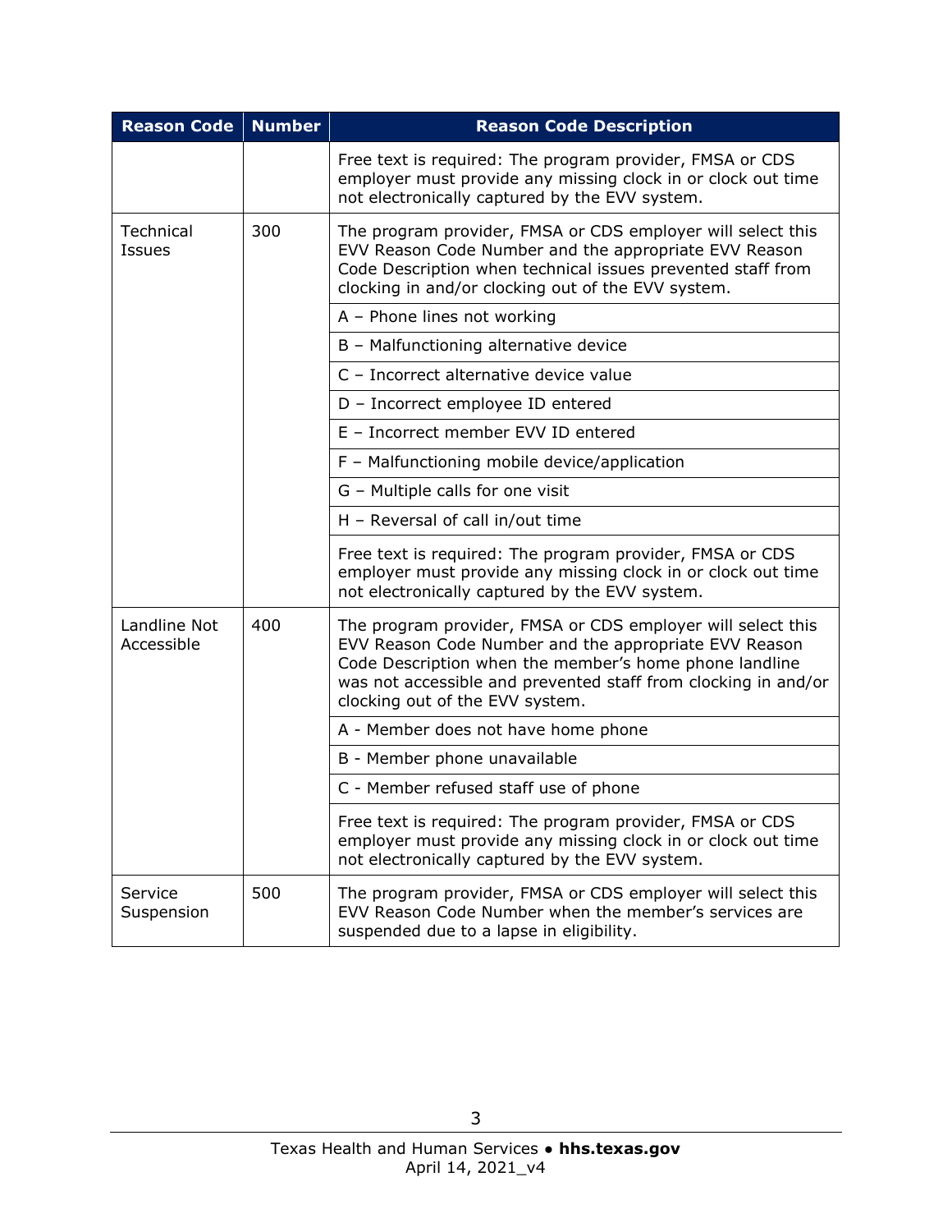| Reason Code | Number | Reason Code Description |
| --- | --- | --- |
| | | Free text is required: The program provider, FMSA or CDS employer must provide any missing clock in or clock out time not electronically captured by the EVV system. |
| Technical Issues | 300 | The program provider, FMSA or CDS employer will select this EVV Reason Code Number and the appropriate EVV Reason Code Description when technical issues prevented staff from clocking in and/or clocking out of the EVV system. |
| | | A – Phone lines not working |
| | | B – Malfunctioning alternative device |
| | | C – Incorrect alternative device value |
| | | D – Incorrect employee ID entered |
| | | E – Incorrect member EVV ID entered |
| | | F – Malfunctioning mobile device/application |
| | | G – Multiple calls for one visit |
| | | H – Reversal of call in/out time |
| | | Free text is required: The program provider, FMSA or CDS employer must provide any missing clock in or clock out time not electronically captured by the EVV system. |
| Landline Not Accessible | 400 | The program provider, FMSA or CDS employer will select this EVV Reason Code Number and the appropriate EVV Reason Code Description when the member's home phone landline was not accessible and prevented staff from clocking in and/or clocking out of the EVV system. |
| | | A - Member does not have home phone |
| | | B - Member phone unavailable |
| | | C - Member refused staff use of phone |
| | | Free text is required: The program provider, FMSA or CDS employer must provide any missing clock in or clock out time not electronically captured by the EVV system. |
| Service Suspension | 500 | The program provider, FMSA or CDS employer will select this EVV Reason Code Number when the member's services are suspended due to a lapse in eligibility. |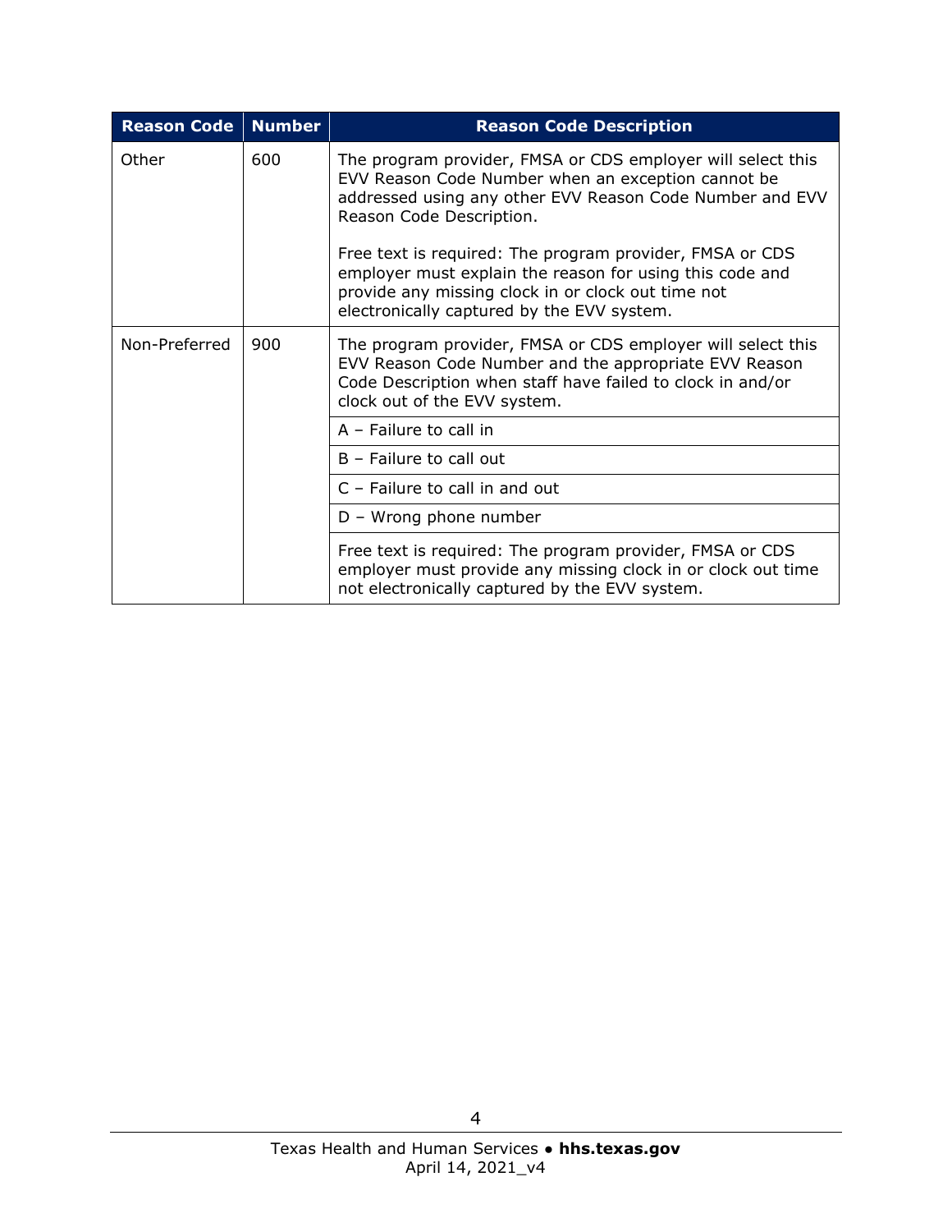| Reason Code | Number | Reason Code Description |
| --- | --- | --- |
| Other | 600 | The program provider, FMSA or CDS employer will select this EVV Reason Code Number when an exception cannot be addressed using any other EVV Reason Code Number and EVV Reason Code Description.<br><br>Free text is required: The program provider, FMSA or CDS employer must explain the reason for using this code and provide any missing clock in or clock out time not electronically captured by the EVV system. |
| Non-Preferred | 900 | The program provider, FMSA or CDS employer will select this EVV Reason Code Number and the appropriate EVV Reason Code Description when staff have failed to clock in and/or clock out of the EVV system. |
| | | A – Failure to call in |
| | | B – Failure to call out |
| | | C – Failure to call in and out |
| | | D – Wrong phone number |
| | | Free text is required: The program provider, FMSA or CDS employer must provide any missing clock in or clock out time not electronically captured by the EVV system. |